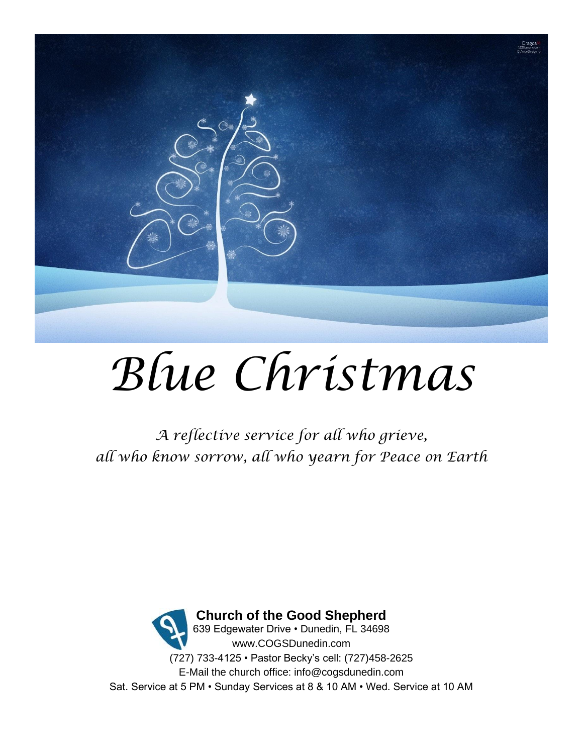# Blue Christmas

*A reflective service for all who grieve, all who know sorrow, all who yearn for Peace on Earth*

**Church of the Good Shepherd**
639 Edgewater Drive • Dunedin, FL 34698
www.COGSDunedin.com
(727) 733-4125 • Pastor Becky's cell: (727)458-2625
E-Mail the church office: info@cogsdunedin.com
Sat. Service at 5 PM • Sunday Services at 8 & 10 AM • Wed. Service at 10 AM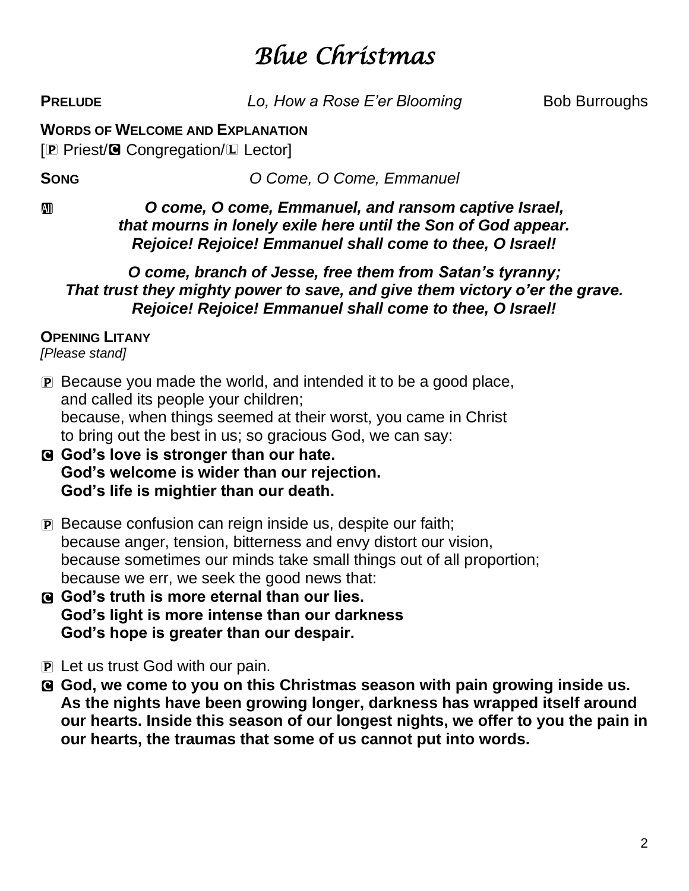# *Blue Christmas*

**PRELUDE** *Lo, How a Rose E'er Blooming* Bob Burroughs

**WORDS OF WELCOME AND EXPLANATION**

[℗ Priest/Ⓒ Congregation/Ⓛ Lector]

**SONG** *O Come, O Come, Emmanuel*

Ⓐ ***O come, O come, Emmanuel, and ransom captive Israel,***
***that mourns in lonely exile here until the Son of God appear.***
***Rejoice! Rejoice! Emmanuel shall come to thee, O Israel!***

***O come, branch of Jesse, free them from Satan's tyranny;***
***That trust they mighty power to save, and give them victory o'er the grave.***
***Rejoice! Rejoice! Emmanuel shall come to thee, O Israel!***

**OPENING LITANY**

*[Please stand]*

℗ Because you made the world, and intended it to be a good place,
and called its people your children;
because, when things seemed at their worst, you came in Christ
to bring out the best in us; so gracious God, we can say:

Ⓒ **God's love is stronger than our hate.**
**God's welcome is wider than our rejection.**
**God's life is mightier than our death.**

℗ Because confusion can reign inside us, despite our faith;
because anger, tension, bitterness and envy distort our vision,
because sometimes our minds take small things out of all proportion;
because we err, we seek the good news that:

Ⓒ **God's truth is more eternal than our lies.**
**God's light is more intense than our darkness**
**God's hope is greater than our despair.**

℗ Let us trust God with our pain.

Ⓒ **God, we come to you on this Christmas season with pain growing inside us. As the nights have been growing longer, darkness has wrapped itself around our hearts. Inside this season of our longest nights, we offer to you the pain in our hearts, the traumas that some of us cannot put into words.**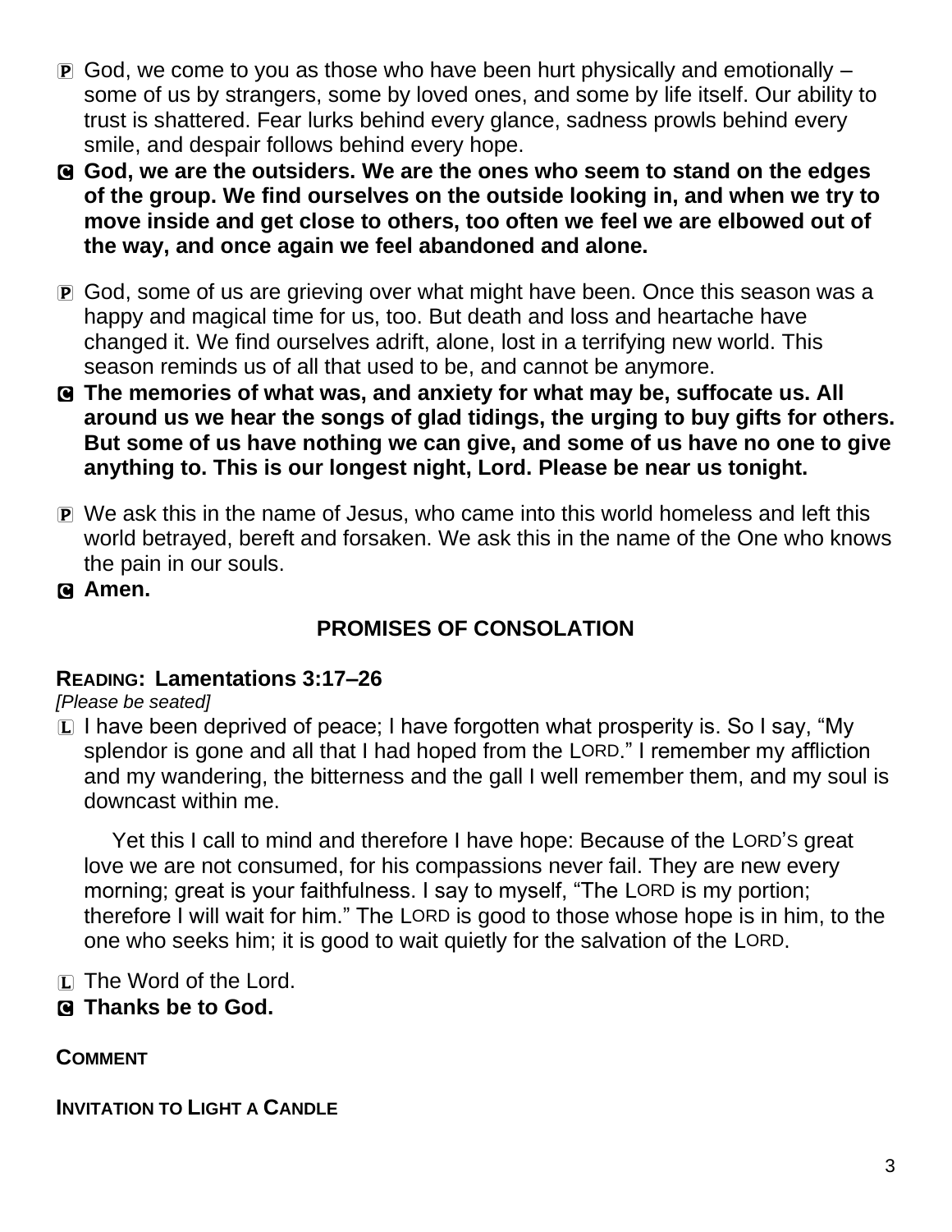P God, we come to you as those who have been hurt physically and emotionally – some of us by strangers, some by loved ones, and some by life itself. Our ability to trust is shattered. Fear lurks behind every glance, sadness prowls behind every smile, and despair follows behind every hope.

C **God, we are the outsiders. We are the ones who seem to stand on the edges of the group. We find ourselves on the outside looking in, and when we try to move inside and get close to others, too often we feel we are elbowed out of the way, and once again we feel abandoned and alone.**

P God, some of us are grieving over what might have been. Once this season was a happy and magical time for us, too. But death and loss and heartache have changed it. We find ourselves adrift, alone, lost in a terrifying new world. This season reminds us of all that used to be, and cannot be anymore.

C **The memories of what was, and anxiety for what may be, suffocate us. All around us we hear the songs of glad tidings, the urging to buy gifts for others. But some of us have nothing we can give, and some of us have no one to give anything to. This is our longest night, Lord. Please be near us tonight.**

P We ask this in the name of Jesus, who came into this world homeless and left this world betrayed, bereft and forsaken. We ask this in the name of the One who knows the pain in our souls.

C **Amen.**

## PROMISES OF CONSOLATION

**READING: Lamentations 3:17–26**

*[Please be seated]*

L I have been deprived of peace; I have forgotten what prosperity is. So I say, "My splendor is gone and all that I had hoped from the LORD." I remember my affliction and my wandering, the bitterness and the gall I well remember them, and my soul is downcast within me.

Yet this I call to mind and therefore I have hope: Because of the LORD'S great love we are not consumed, for his compassions never fail. They are new every morning; great is your faithfulness. I say to myself, "The LORD is my portion; therefore I will wait for him." The LORD is good to those whose hope is in him, to the one who seeks him; it is good to wait quietly for the salvation of the LORD.

L The Word of the Lord.

C **Thanks be to God.**

**COMMENT**

**INVITATION TO LIGHT A CANDLE**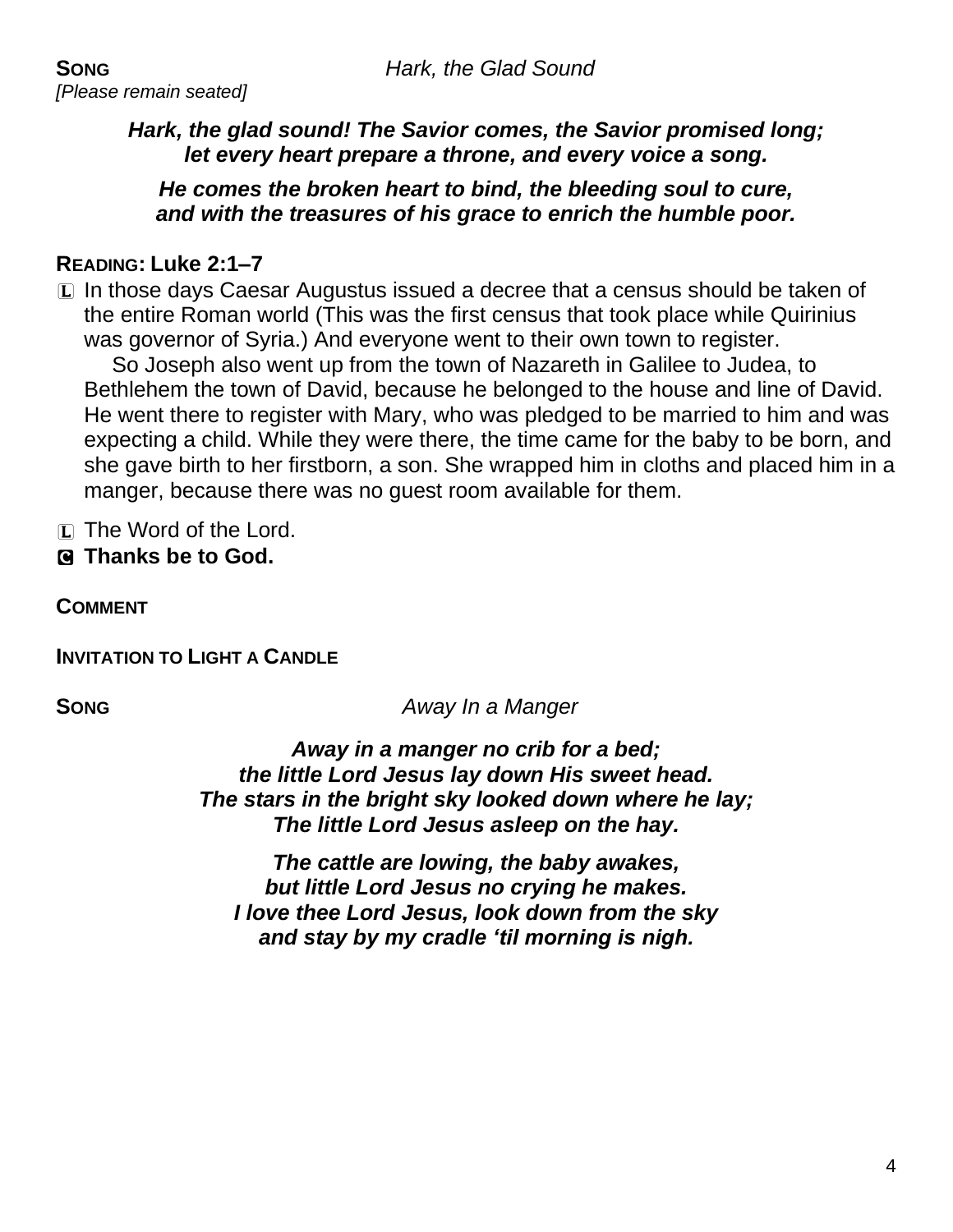**SONG** *Hark, the Glad Sound*

*[Please remain seated]*

***Hark, the glad sound! The Savior comes, the Savior promised long;***
***let every heart prepare a throne, and every voice a song.***

***He comes the broken heart to bind, the bleeding soul to cure,***
***and with the treasures of his grace to enrich the humble poor.***

**READING: Luke 2:1–7**

L In those days Caesar Augustus issued a decree that a census should be taken of the entire Roman world (This was the first census that took place while Quirinius was governor of Syria.) And everyone went to their own town to register.

So Joseph also went up from the town of Nazareth in Galilee to Judea, to Bethlehem the town of David, because he belonged to the house and line of David. He went there to register with Mary, who was pledged to be married to him and was expecting a child. While they were there, the time came for the baby to be born, and she gave birth to her firstborn, a son. She wrapped him in cloths and placed him in a manger, because there was no guest room available for them.

L The Word of the Lord.

C **Thanks be to God.**

**COMMENT**

**INVITATION TO LIGHT A CANDLE**

**SONG** *Away In a Manger*

***Away in a manger no crib for a bed;***
***the little Lord Jesus lay down His sweet head.***
***The stars in the bright sky looked down where he lay;***
***The little Lord Jesus asleep on the hay.***

***The cattle are lowing, the baby awakes,***
***but little Lord Jesus no crying he makes.***
***I love thee Lord Jesus, look down from the sky***
***and stay by my cradle 'til morning is nigh.***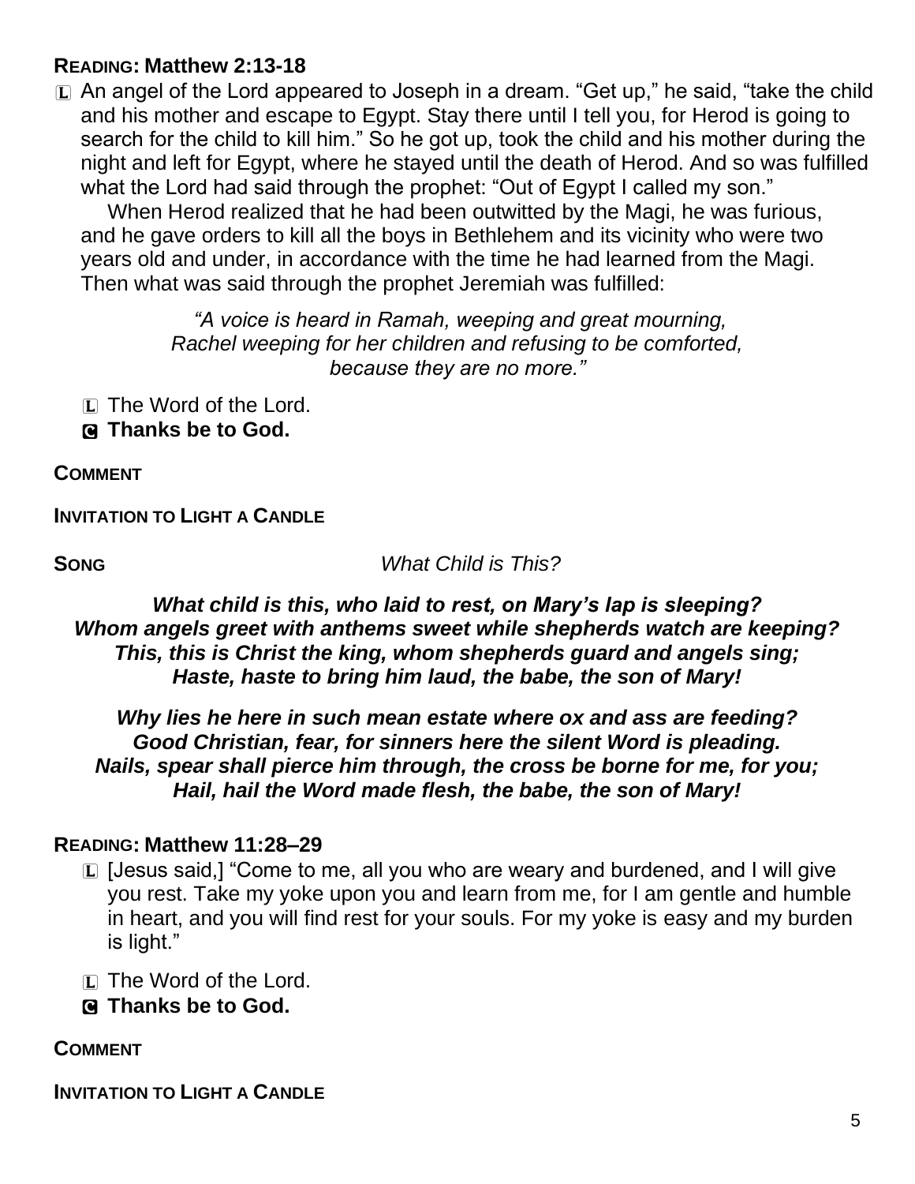**READING: Matthew 2:13-18**

L An angel of the Lord appeared to Joseph in a dream. “Get up,” he said, “take the child and his mother and escape to Egypt. Stay there until I tell you, for Herod is going to search for the child to kill him.” So he got up, took the child and his mother during the night and left for Egypt, where he stayed until the death of Herod. And so was fulfilled what the Lord had said through the prophet: “Out of Egypt I called my son.”

When Herod realized that he had been outwitted by the Magi, he was furious, and he gave orders to kill all the boys in Bethlehem and its vicinity who were two years old and under, in accordance with the time he had learned from the Magi. Then what was said through the prophet Jeremiah was fulfilled:

*“A voice is heard in Ramah, weeping and great mourning,*
*Rachel weeping for her children and refusing to be comforted,*
*because they are no more.”*

L The Word of the Lord.
**C Thanks be to God.**

**COMMENT**

**INVITATION TO LIGHT A CANDLE**

**SONG** *What Child is This?*

***What child is this, who laid to rest, on Mary’s lap is sleeping?***
***Whom angels greet with anthems sweet while shepherds watch are keeping?***
***This, this is Christ the king, whom shepherds guard and angels sing;***
***Haste, haste to bring him laud, the babe, the son of Mary!***

***Why lies he here in such mean estate where ox and ass are feeding?***
***Good Christian, fear, for sinners here the silent Word is pleading.***
***Nails, spear shall pierce him through, the cross be borne for me, for you;***
***Hail, hail the Word made flesh, the babe, the son of Mary!***

**READING: Matthew 11:28–29**

L [Jesus said,] “Come to me, all you who are weary and burdened, and I will give you rest. Take my yoke upon you and learn from me, for I am gentle and humble in heart, and you will find rest for your souls. For my yoke is easy and my burden is light.”

L The Word of the Lord.
**C Thanks be to God.**

**COMMENT**

**INVITATION TO LIGHT A CANDLE**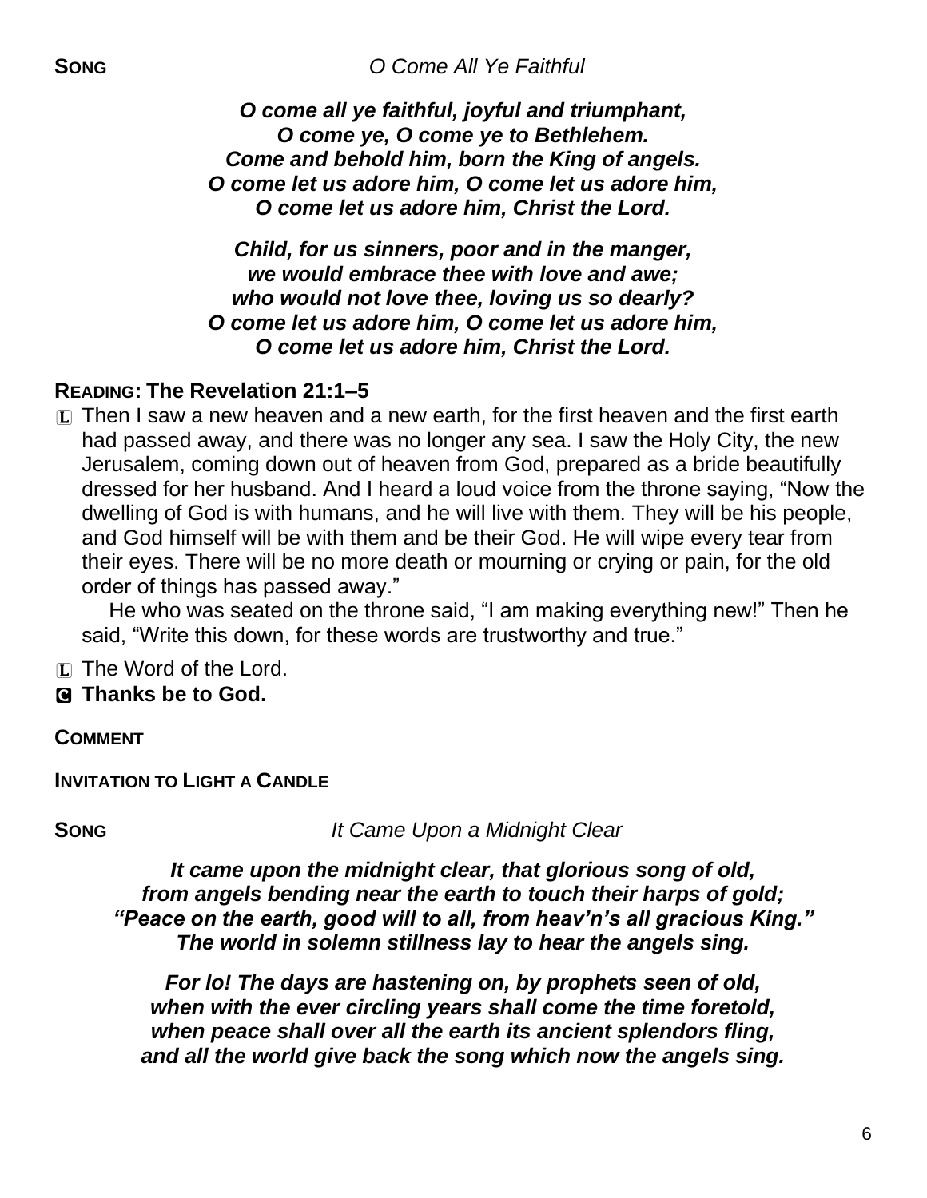**SONG** *O Come All Ye Faithful*

***O come all ye faithful, joyful and triumphant,***
***O come ye, O come ye to Bethlehem.***
***Come and behold him, born the King of angels.***
***O come let us adore him, O come let us adore him,***
***O come let us adore him, Christ the Lord.***

***Child, for us sinners, poor and in the manger,***
***we would embrace thee with love and awe;***
***who would not love thee, loving us so dearly?***
***O come let us adore him, O come let us adore him,***
***O come let us adore him, Christ the Lord.***

**READING: The Revelation 21:1–5**

L Then I saw a new heaven and a new earth, for the first heaven and the first earth had passed away, and there was no longer any sea. I saw the Holy City, the new Jerusalem, coming down out of heaven from God, prepared as a bride beautifully dressed for her husband. And I heard a loud voice from the throne saying, "Now the dwelling of God is with humans, and he will live with them. They will be his people, and God himself will be with them and be their God. He will wipe every tear from their eyes. There will be no more death or mourning or crying or pain, for the old order of things has passed away."

He who was seated on the throne said, "I am making everything new!" Then he said, "Write this down, for these words are trustworthy and true."

L The Word of the Lord.

C **Thanks be to God.**

**COMMENT**

**INVITATION TO LIGHT A CANDLE**

**SONG** *It Came Upon a Midnight Clear*

***It came upon the midnight clear, that glorious song of old,***
***from angels bending near the earth to touch their harps of gold;***
***"Peace on the earth, good will to all, from heav'n's all gracious King."***
***The world in solemn stillness lay to hear the angels sing.***

***For lo! The days are hastening on, by prophets seen of old,***
***when with the ever circling years shall come the time foretold,***
***when peace shall over all the earth its ancient splendors fling,***
***and all the world give back the song which now the angels sing.***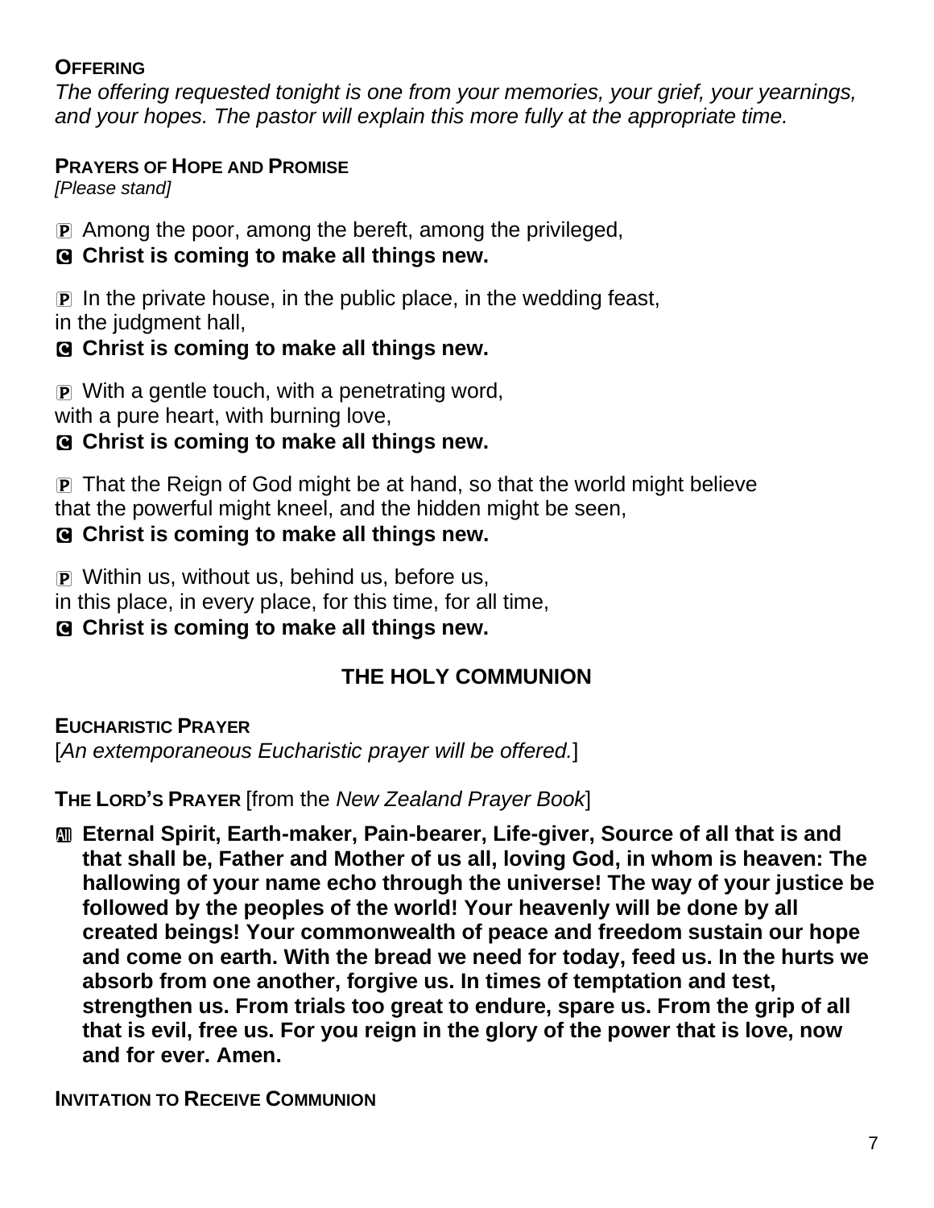**OFFERING**

*The offering requested tonight is one from your memories, your grief, your yearnings, and your hopes. The pastor will explain this more fully at the appropriate time.*

**PRAYERS OF HOPE AND PROMISE**

*[Please stand]*

P Among the poor, among the bereft, among the privileged,

C **Christ is coming to make all things new.**

P In the private house, in the public place, in the wedding feast, in the judgment hall,

C **Christ is coming to make all things new.**

P With a gentle touch, with a penetrating word, with a pure heart, with burning love,

C **Christ is coming to make all things new.**

P That the Reign of God might be at hand, so that the world might believe that the powerful might kneel, and the hidden might be seen,

C **Christ is coming to make all things new.**

P Within us, without us, behind us, before us, in this place, in every place, for this time, for all time,

C **Christ is coming to make all things new.**

## THE HOLY COMMUNION

**EUCHARISTIC PRAYER**

[*An extemporaneous Eucharistic prayer will be offered.*]

**THE LORD'S PRAYER** [from the *New Zealand Prayer Book*]

A **Eternal Spirit, Earth-maker, Pain-bearer, Life-giver, Source of all that is and that shall be, Father and Mother of us all, loving God, in whom is heaven: The hallowing of your name echo through the universe! The way of your justice be followed by the peoples of the world! Your heavenly will be done by all created beings! Your commonwealth of peace and freedom sustain our hope and come on earth. With the bread we need for today, feed us. In the hurts we absorb from one another, forgive us. In times of temptation and test, strengthen us. From trials too great to endure, spare us. From the grip of all that is evil, free us. For you reign in the glory of the power that is love, now and for ever. Amen.**

**INVITATION TO RECEIVE COMMUNION**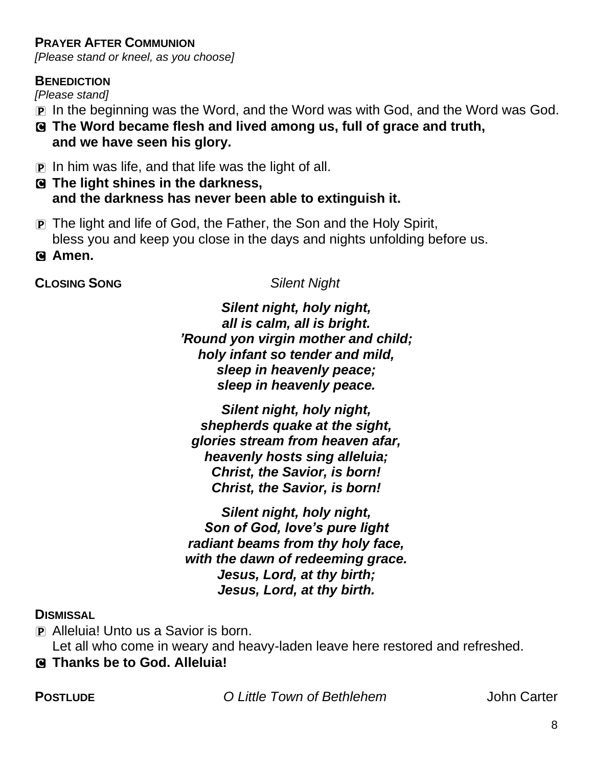**Prayer After Communion**

*[Please stand or kneel, as you choose]*

**Benediction**

*[Please stand]*

P In the beginning was the Word, and the Word was with God, and the Word was God.

C **The Word became flesh and lived among us, full of grace and truth,
and we have seen his glory.**

P In him was life, and that life was the light of all.

C **The light shines in the darkness,
and the darkness has never been able to extinguish it.**

P The light and life of God, the Father, the Son and the Holy Spirit,
bless you and keep you close in the days and nights unfolding before us.

C **Amen.**

**Closing Song** *Silent Night*

***Silent night, holy night,
all is calm, all is bright.
'Round yon virgin mother and child;
holy infant so tender and mild,
sleep in heavenly peace;
sleep in heavenly peace.***

***Silent night, holy night,
shepherds quake at the sight,
glories stream from heaven afar,
heavenly hosts sing alleluia;
Christ, the Savior, is born!
Christ, the Savior, is born!***

***Silent night, holy night,
Son of God, love's pure light
radiant beams from thy holy face,
with the dawn of redeeming grace.
Jesus, Lord, at thy birth;
Jesus, Lord, at thy birth.***

**Dismissal**

P Alleluia! Unto us a Savior is born.
Let all who come in weary and heavy-laden leave here restored and refreshed.

C **Thanks be to God. Alleluia!**

**Postlude** *O Little Town of Bethlehem* John Carter